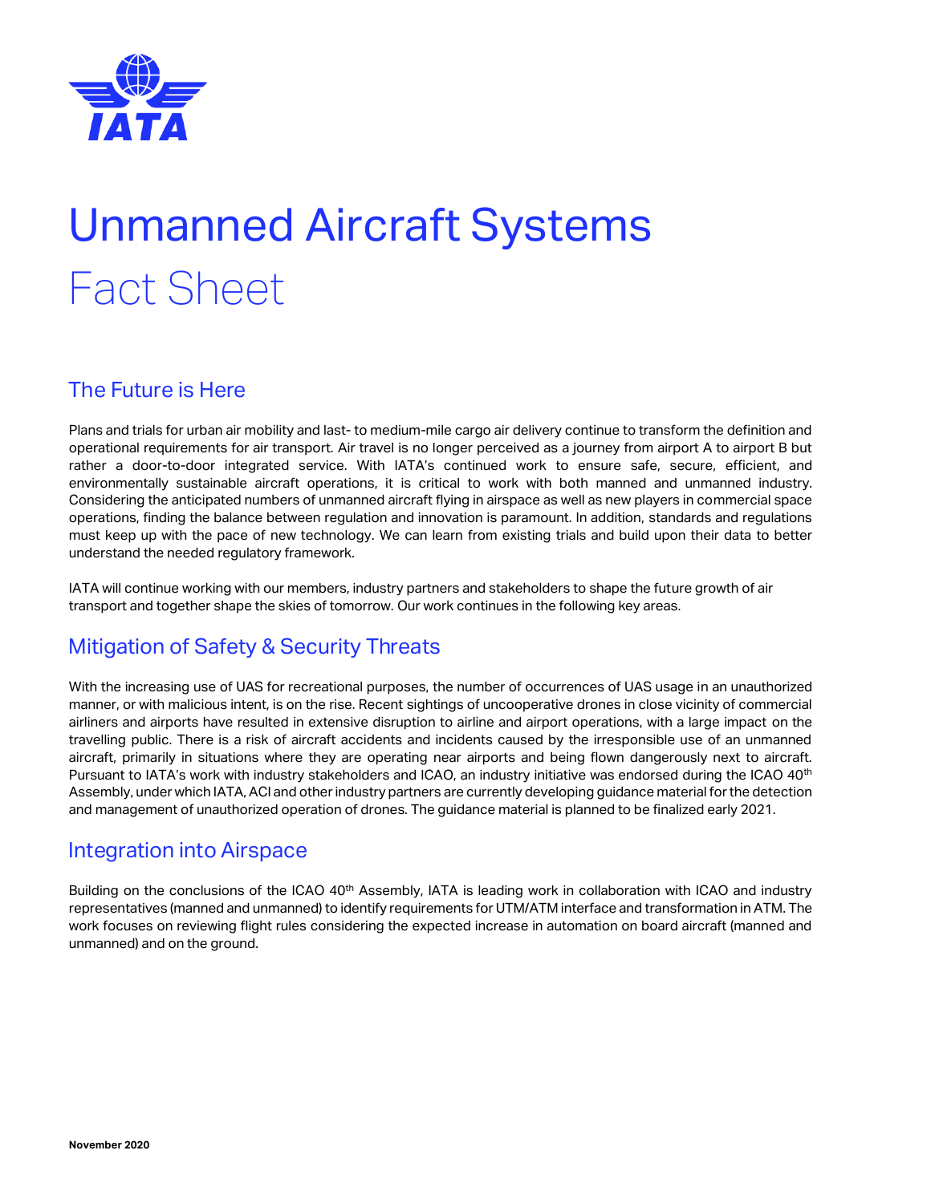# Unnamed Aircraft Systems

# Fact Sheet

## The Future is Here

Plans and trials for urban air mobility and last- to medium-mile cargo air delivery continue to transform the definition and operational requirements for air transport. Air travel is no longer perceived as a journey from airport A to airport B but rather a door-to-door integrated service. With IATA's continued work to ensure safe, secure, efficient, and environmentally sustainable aircraft operations, it is critical to work with both manned and unmanned industry. Considering the anticipated numbers of unmanned aircraft flying in airspace as well as new players in commercial space operations, finding the balance between regulation and innovation is paramount. In addition, standards and regulations must keep up with the pace of new technology. We can learn from existing trials and build upon their data to better understand the needed regulatory framework.

IATA will continue working with our members, industry partners and stakeholders to shape the future growth of air transport and together shape the skies of tomorrow. Our work continues in the following key areas.

## Mitigation of Safety & Security Threats

With the increasing use of UAS for recreational purposes, the number of occurrences of UAS usage in an unauthorized manner, or with malicious intent, is on the rise. Recent sightings of uncooperative drones in close vicinity of commercial airliners and airports have resulted in extensive disruption to airline and airport operations, with a large impact on the travelling public. There is a risk of aircraft accidents and incidents caused by the irresponsible use of an unmanned aircraft, primarily in situations where they are operating near airports and being flown dangerously next to aircraft. Pursuant to IATA's work with industry stakeholders and ICAO, an industry initiative was endorsed during the ICAO 40th Assembly, under which IATA, ACI and other industry partners are currently developing guidance material for the detection and management of unauthorized operation of drones. The guidance material is planned to be finalized early 2021.

## Integration into Airspace

Building on the conclusions of the ICAO 40th Assembly, IATA is leading work in collaboration with ICAO and industry representatives (manned and unmanned) to identify requirements for UTM/ATM interface and transformation in ATM. The work focuses on reviewing flight rules considering the expected increase in automation on board aircraft (manned and unmanned) and on the ground.

**November 2020**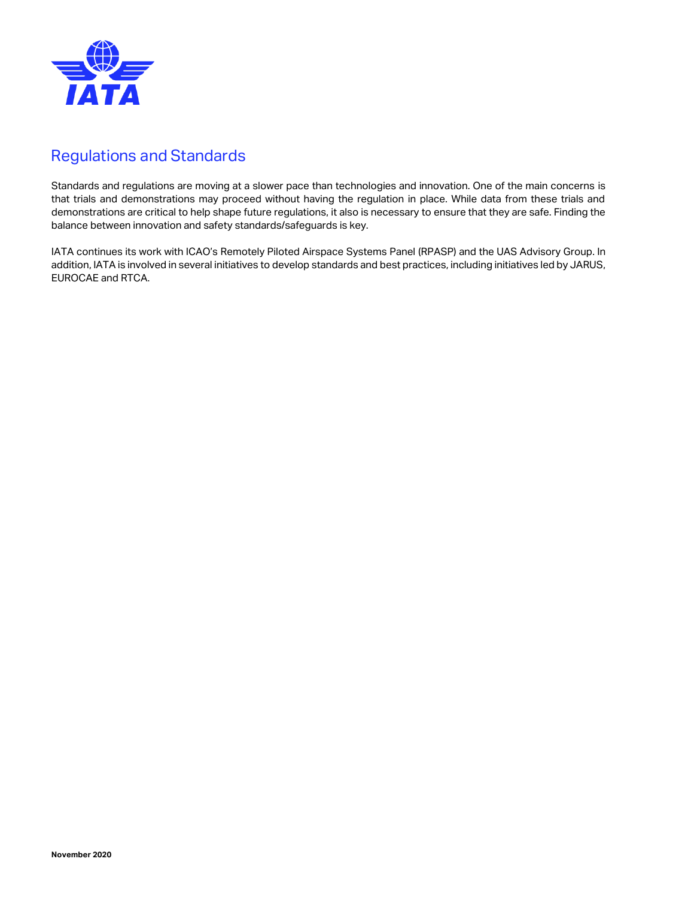## Regulations and Standards

Standards and regulations are moving at a slower pace than technologies and innovation. One of the main concerns is that trials and demonstrations may proceed without having the regulation in place. While data from these trials and demonstrations are critical to help shape future regulations, it also is necessary to ensure that they are safe. Finding the balance between innovation and safety standards/safeguards is key.

IATA continues its work with ICAO's Remotely Piloted Airspace Systems Panel (RPASP) and the UAS Advisory Group. In addition, IATA is involved in several initiatives to develop standards and best practices, including initiatives led by JARUS, EUROCAE and RTCA.